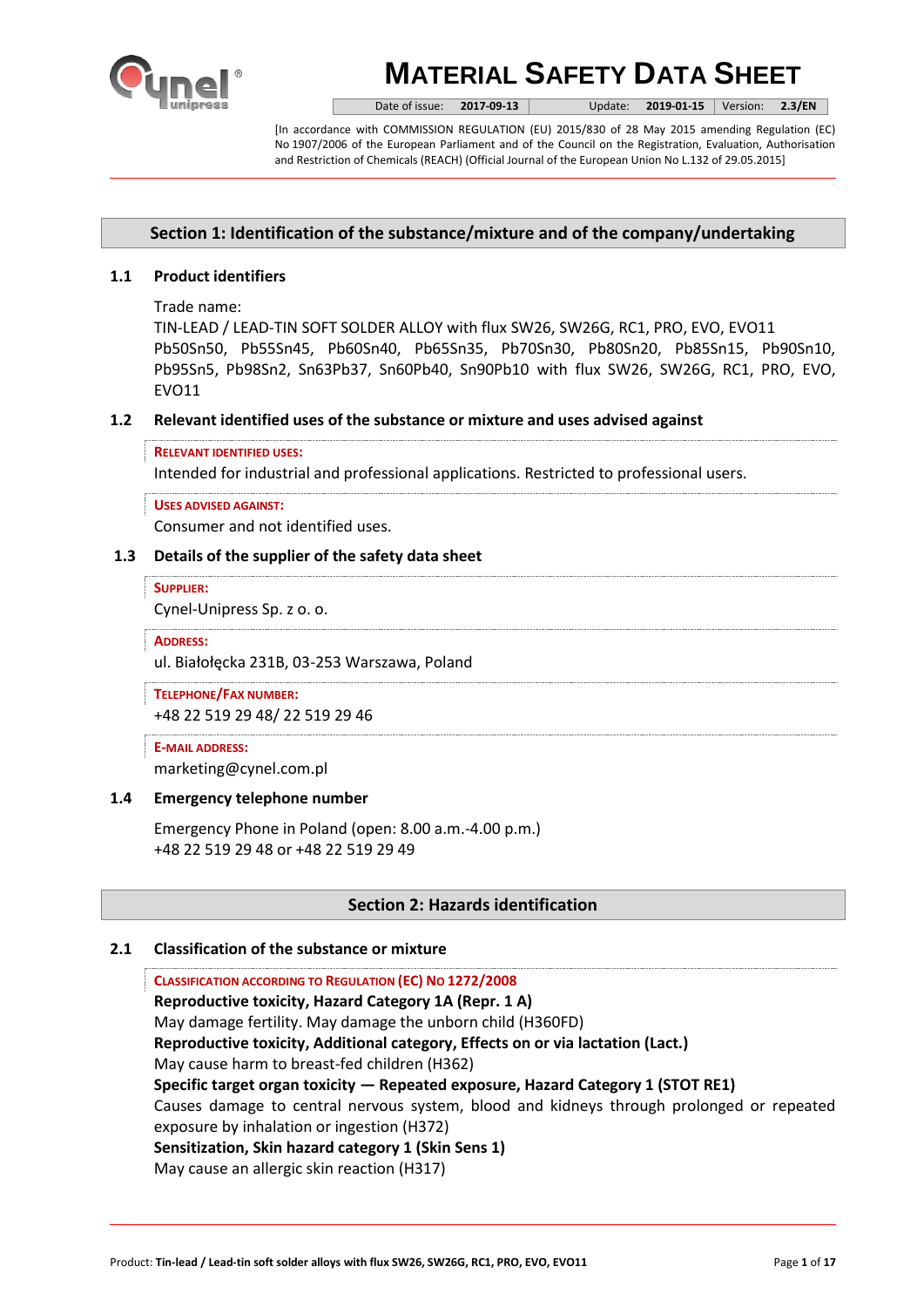# MATERIAL SAFETY DATA SHEET

| Date of issue: | 2017-09-13 | Update: | 2019-01-15 | Version: | 2.3/EN |
|---|---|---|---|---|---|

[In accordance with COMMISSION REGULATION (EU) 2015/830 of 28 May 2015 amending Regulation (EC) No 1907/2006 of the European Parliament and of the Council on the Registration, Evaluation, Authorisation and Restriction of Chemicals (REACH) (Official Journal of the European Union No L.132 of 29.05.2015]

## Section 1: Identification of the substance/mixture and of the company/undertaking

### 1.1 Product identifiers

Trade name:
TIN-LEAD / LEAD-TIN SOFT SOLDER ALLOY with flux SW26, SW26G, RC1, PRO, EVO, EVO11
Pb50Sn50, Pb55Sn45, Pb60Sn40, Pb65Sn35, Pb70Sn30, Pb80Sn20, Pb85Sn15, Pb90Sn10, Pb95Sn5, Pb98Sn2, Sn63Pb37, Sn60Pb40, Sn90Pb10 with flux SW26, SW26G, RC1, PRO, EVO, EVO11

### 1.2 Relevant identified uses of the substance or mixture and uses advised against

**RELEVANT IDENTIFIED USES:**
Intended for industrial and professional applications. Restricted to professional users.

**USES ADVISED AGAINST:**
Consumer and not identified uses.

### 1.3 Details of the supplier of the safety data sheet

**SUPPLIER:**
Cynel-Unipress Sp. z o. o.

**ADDRESS:**
ul. Białołęcka 231B, 03-253 Warszawa, Poland

**TELEPHONE/FAX NUMBER:**
+48 22 519 29 48/ 22 519 29 46

**E-MAIL ADDRESS:**
marketing@cynel.com.pl

### 1.4 Emergency telephone number

Emergency Phone in Poland (open: 8.00 a.m.-4.00 p.m.)
+48 22 519 29 48 or +48 22 519 29 49

## Section 2: Hazards identification

### 2.1 Classification of the substance or mixture

**CLASSIFICATION ACCORDING TO REGULATION (EC) NO 1272/2008**

**Reproductive toxicity, Hazard Category 1A (Repr. 1 A)**
May damage fertility. May damage the unborn child (H360FD)
**Reproductive toxicity, Additional category, Effects on or via lactation (Lact.)**
May cause harm to breast-fed children (H362)
**Specific target organ toxicity — Repeated exposure, Hazard Category 1 (STOT RE1)**
Causes damage to central nervous system, blood and kidneys through prolonged or repeated exposure by inhalation or ingestion (H372)
**Sensitization, Skin hazard category 1 (Skin Sens 1)**
May cause an allergic skin reaction (H317)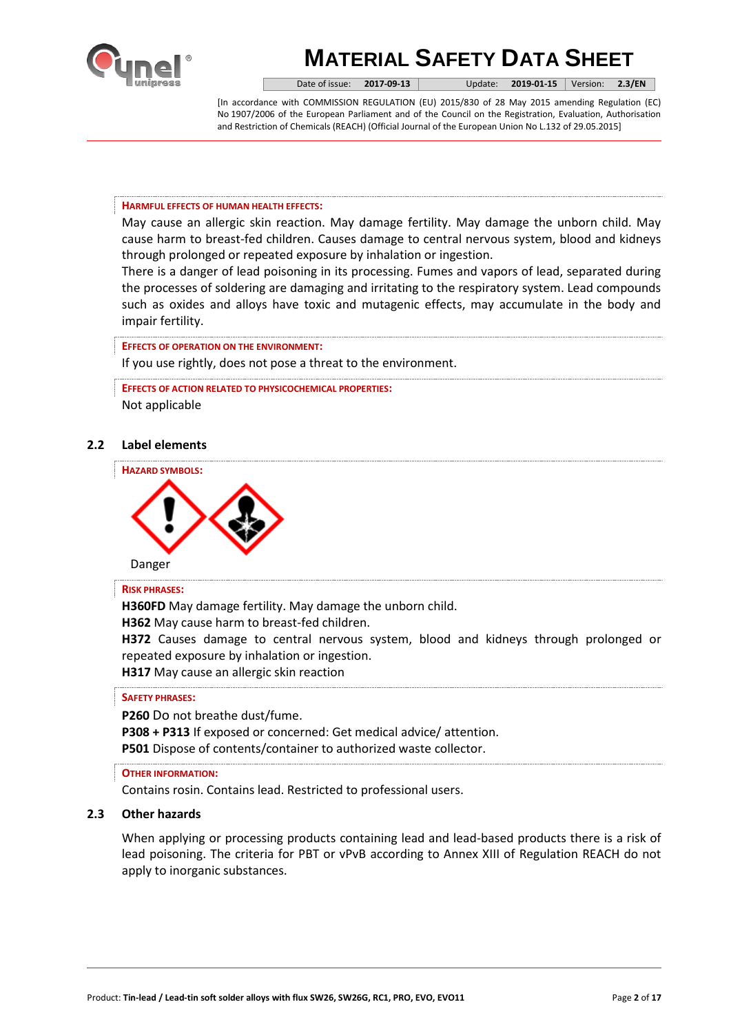**HARMFUL EFFECTS OF HUMAN HEALTH EFFECTS:**

May cause an allergic skin reaction. May damage fertility. May damage the unborn child. May cause harm to breast-fed children. Causes damage to central nervous system, blood and kidneys through prolonged or repeated exposure by inhalation or ingestion.

There is a danger of lead poisoning in its processing. Fumes and vapors of lead, separated during the processes of soldering are damaging and irritating to the respiratory system. Lead compounds such as oxides and alloys have toxic and mutagenic effects, may accumulate in the body and impair fertility.

**EFFECTS OF OPERATION ON THE ENVIRONMENT:**

If you use rightly, does not pose a threat to the environment.

**EFFECTS OF ACTION RELATED TO PHYSICOCHEMICAL PROPERTIES:**

Not applicable

## 2.2 Label elements

**HAZARD SYMBOLS:**

Danger

**RISK PHRASES:**

**H360FD** May damage fertility. May damage the unborn child.
**H362** May cause harm to breast-fed children.
**H372** Causes damage to central nervous system, blood and kidneys through prolonged or repeated exposure by inhalation or ingestion.
**H317** May cause an allergic skin reaction

**SAFETY PHRASES:**

**P260** Do not breathe dust/fume.
**P308 + P313** If exposed or concerned: Get medical advice/ attention.
**P501** Dispose of contents/container to authorized waste collector.

**OTHER INFORMATION:**

Contains rosin. Contains lead. Restricted to professional users.

## 2.3 Other hazards

When applying or processing products containing lead and lead-based products there is a risk of lead poisoning. The criteria for PBT or vPvB according to Annex XIII of Regulation REACH do not apply to inorganic substances.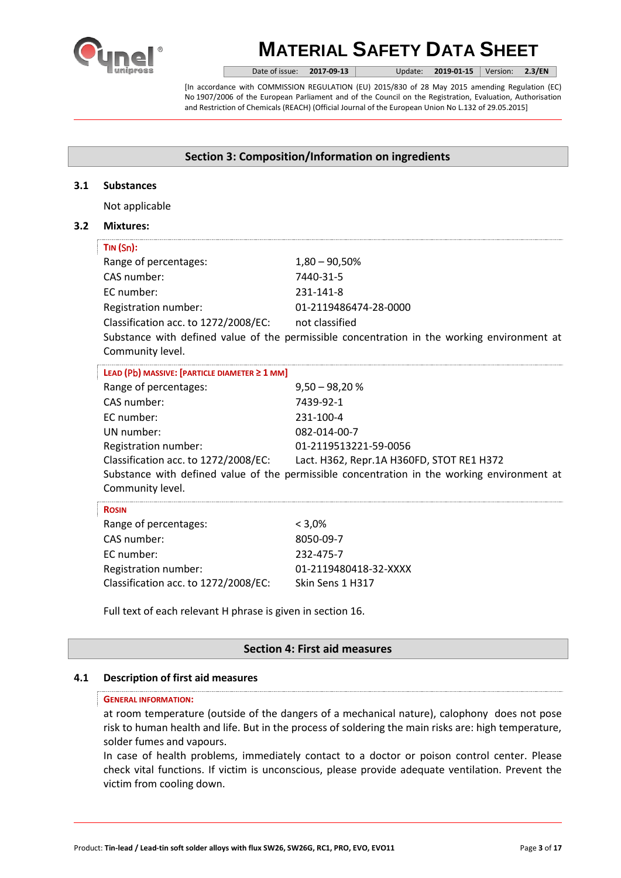## Section 3: Composition/Information on ingredients

### 3.1 Substances

Not applicable

### 3.2 Mixtures:

**TIN (Sn):**

| | |
|---|---|
| Range of percentages: | 1,80 – 90,50% |
| CAS number: | 7440-31-5 |
| EC number: | 231-141-8 |
| Registration number: | 01-2119486474-28-0000 |
| Classification acc. to 1272/2008/EC: | not classified |

Substance with defined value of the permissible concentration in the working environment at Community level.

**LEAD (Pb) MASSIVE: [PARTICLE DIAMETER ≥ 1 MM]**

| | |
|---|---|
| Range of percentages: | 9,50 – 98,20 % |
| CAS number: | 7439-92-1 |
| EC number: | 231-100-4 |
| UN number: | 082-014-00-7 |
| Registration number: | 01-2119513221-59-0056 |
| Classification acc. to 1272/2008/EC: | Lact. H362, Repr.1A H360FD, STOT RE1 H372 |

Substance with defined value of the permissible concentration in the working environment at Community level.

**ROSIN**

| | |
|---|---|
| Range of percentages: | < 3,0% |
| CAS number: | 8050-09-7 |
| EC number: | 232-475-7 |
| Registration number: | 01-2119480418-32-XXXX |
| Classification acc. to 1272/2008/EC: | Skin Sens 1 H317 |

Full text of each relevant H phrase is given in section 16.

## Section 4: First aid measures

### 4.1 Description of first aid measures

**GENERAL INFORMATION:**

at room temperature (outside of the dangers of a mechanical nature), calophony does not pose risk to human health and life. But in the process of soldering the main risks are: high temperature, solder fumes and vapours.

In case of health problems, immediately contact to a doctor or poison control center. Please check vital functions. If victim is unconscious, please provide adequate ventilation. Prevent the victim from cooling down.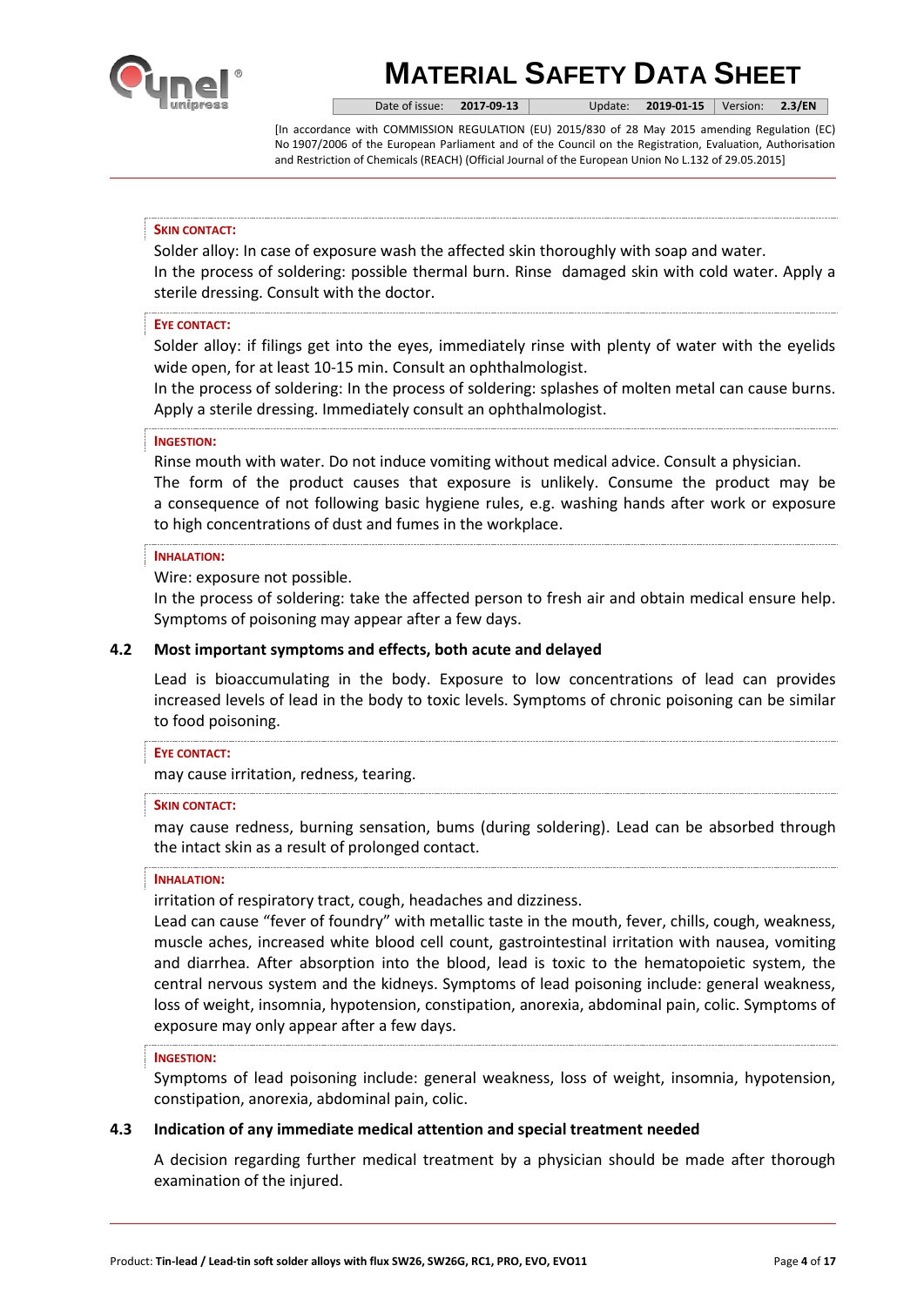**SKIN CONTACT:**

Solder alloy: In case of exposure wash the affected skin thoroughly with soap and water.
In the process of soldering: possible thermal burn. Rinse damaged skin with cold water. Apply a sterile dressing. Consult with the doctor.

**EYE CONTACT:**

Solder alloy: if filings get into the eyes, immediately rinse with plenty of water with the eyelids wide open, for at least 10-15 min. Consult an ophthalmologist.
In the process of soldering: In the process of soldering: splashes of molten metal can cause burns. Apply a sterile dressing. Immediately consult an ophthalmologist.

**INGESTION:**

Rinse mouth with water. Do not induce vomiting without medical advice. Consult a physician.
The form of the product causes that exposure is unlikely. Consume the product may be a consequence of not following basic hygiene rules, e.g. washing hands after work or exposure to high concentrations of dust and fumes in the workplace.

**INHALATION:**

Wire: exposure not possible.
In the process of soldering: take the affected person to fresh air and obtain medical ensure help. Symptoms of poisoning may appear after a few days.

## 4.2 Most important symptoms and effects, both acute and delayed

Lead is bioaccumulating in the body. Exposure to low concentrations of lead can provides increased levels of lead in the body to toxic levels. Symptoms of chronic poisoning can be similar to food poisoning.

**EYE CONTACT:**

may cause irritation, redness, tearing.

**SKIN CONTACT:**

may cause redness, burning sensation, bums (during soldering). Lead can be absorbed through the intact skin as a result of prolonged contact.

**INHALATION:**

irritation of respiratory tract, cough, headaches and dizziness.
Lead can cause "fever of foundry" with metallic taste in the mouth, fever, chills, cough, weakness, muscle aches, increased white blood cell count, gastrointestinal irritation with nausea, vomiting and diarrhea. After absorption into the blood, lead is toxic to the hematopoietic system, the central nervous system and the kidneys. Symptoms of lead poisoning include: general weakness, loss of weight, insomnia, hypotension, constipation, anorexia, abdominal pain, colic. Symptoms of exposure may only appear after a few days.

**INGESTION:**

Symptoms of lead poisoning include: general weakness, loss of weight, insomnia, hypotension, constipation, anorexia, abdominal pain, colic.

## 4.3 Indication of any immediate medical attention and special treatment needed

A decision regarding further medical treatment by a physician should be made after thorough examination of the injured.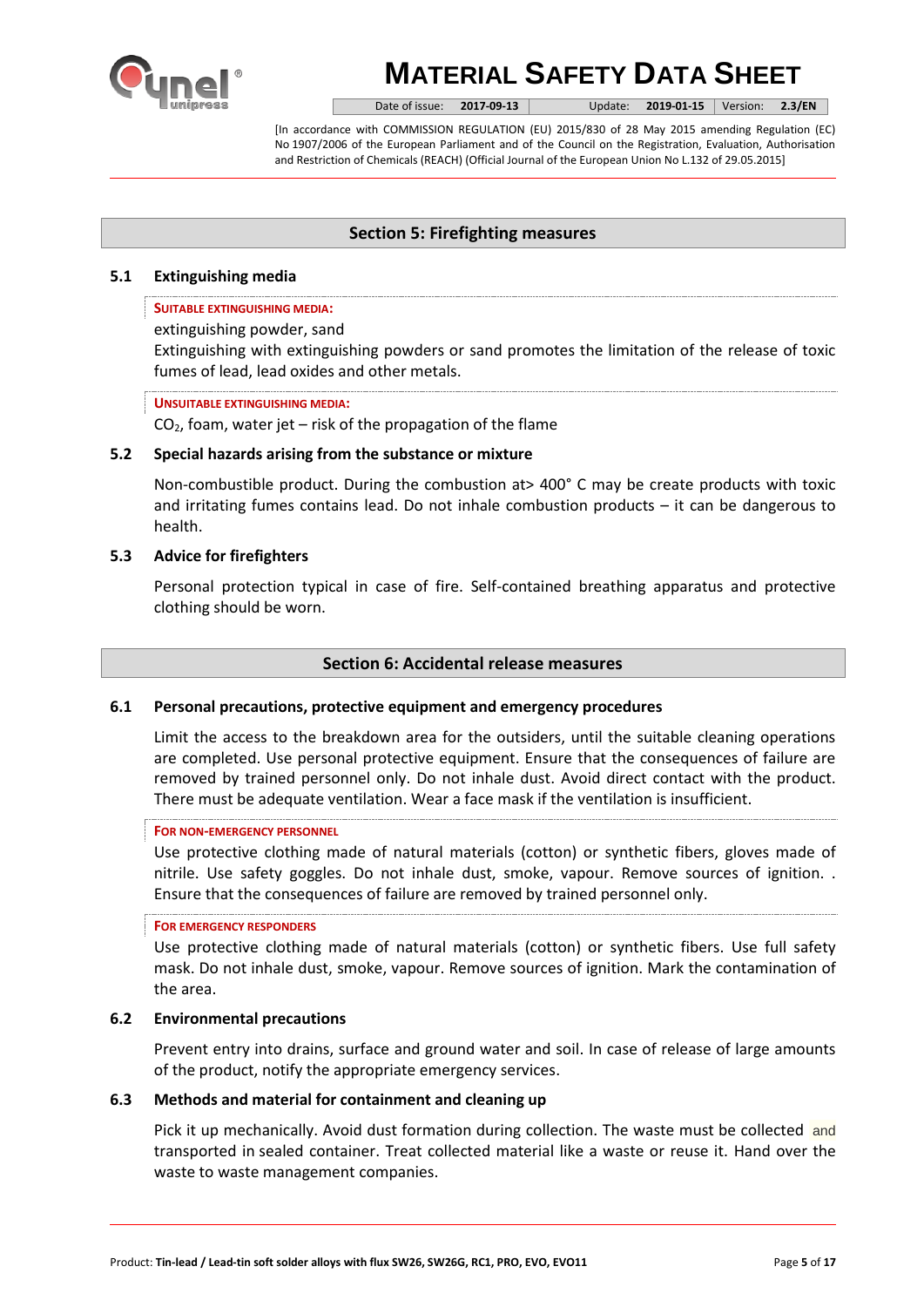## Section 5: Firefighting measures

### 5.1 Extinguishing media

**SUITABLE EXTINGUISHING MEDIA:**

extinguishing powder, sand

Extinguishing with extinguishing powders or sand promotes the limitation of the release of toxic fumes of lead, lead oxides and other metals.

**UNSUITABLE EXTINGUISHING MEDIA:**

$CO_2$, foam, water jet – risk of the propagation of the flame

### 5.2 Special hazards arising from the substance or mixture

Non-combustible product. During the combustion at> 400° C may be create products with toxic and irritating fumes contains lead. Do not inhale combustion products – it can be dangerous to health.

### 5.3 Advice for firefighters

Personal protection typical in case of fire. Self-contained breathing apparatus and protective clothing should be worn.

## Section 6: Accidental release measures

### 6.1 Personal precautions, protective equipment and emergency procedures

Limit the access to the breakdown area for the outsiders, until the suitable cleaning operations are completed. Use personal protective equipment. Ensure that the consequences of failure are removed by trained personnel only. Do not inhale dust. Avoid direct contact with the product. There must be adequate ventilation. Wear a face mask if the ventilation is insufficient.

**FOR NON-EMERGENCY PERSONNEL**

Use protective clothing made of natural materials (cotton) or synthetic fibers, gloves made of nitrile. Use safety goggles. Do not inhale dust, smoke, vapour. Remove sources of ignition. . Ensure that the consequences of failure are removed by trained personnel only.

**FOR EMERGENCY RESPONDERS**

Use protective clothing made of natural materials (cotton) or synthetic fibers. Use full safety mask. Do not inhale dust, smoke, vapour. Remove sources of ignition. Mark the contamination of the area.

### 6.2 Environmental precautions

Prevent entry into drains, surface and ground water and soil. In case of release of large amounts of the product, notify the appropriate emergency services.

### 6.3 Methods and material for containment and cleaning up

Pick it up mechanically. Avoid dust formation during collection. The waste must be collected and transported in sealed container. Treat collected material like a waste or reuse it. Hand over the waste to waste management companies.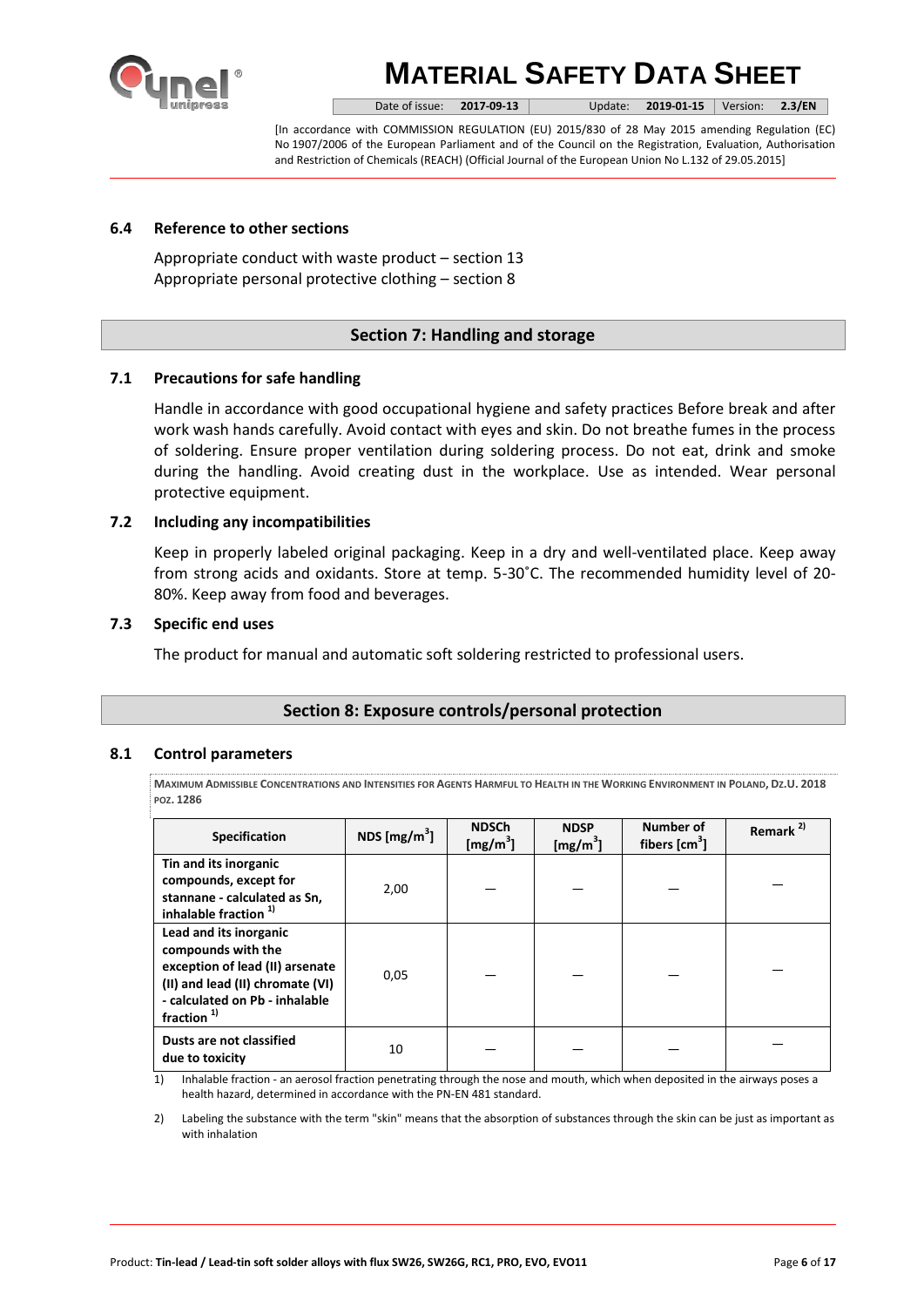### 6.4 Reference to other sections

Appropriate conduct with waste product – section 13
Appropriate personal protective clothing – section 8

## Section 7: Handling and storage

### 7.1 Precautions for safe handling

Handle in accordance with good occupational hygiene and safety practices Before break and after work wash hands carefully. Avoid contact with eyes and skin. Do not breathe fumes in the process of soldering. Ensure proper ventilation during soldering process. Do not eat, drink and smoke during the handling. Avoid creating dust in the workplace. Use as intended. Wear personal protective equipment.

### 7.2 Including any incompatibilities

Keep in properly labeled original packaging. Keep in a dry and well-ventilated place. Keep away from strong acids and oxidants. Store at temp. 5-30˚C. The recommended humidity level of 20-80%. Keep away from food and beverages.

### 7.3 Specific end uses

The product for manual and automatic soft soldering restricted to professional users.

## Section 8: Exposure controls/personal protection

### 8.1 Control parameters

**MAXIMUM ADMISSIBLE CONCENTRATIONS AND INTENSITIES FOR AGENTS HARMFUL TO HEALTH IN THE WORKING ENVIRONMENT IN POLAND, DZ.U. 2018 POZ. 1286**

| Specification | NDS [mg/m$^3$] | NDSCh [mg/m$^3$] | NDSP [mg/m$^3$] | Number of fibers [cm$^3$] | Remark [2)] |
|---|---|---|---|---|---|
| Tin and its inorganic compounds, except for stannane - calculated as Sn, inhalable fraction [1)] | 2,00 | — | — | — | — |
| Lead and its inorganic compounds with the exception of lead (II) arsenate (II) and lead (II) chromate (VI) - calculated on Pb - inhalable fraction [1)] | 0,05 | — | — | — | — |
| Dusts are not classified due to toxicity | 10 | — | — | — | — |

1) Inhalable fraction - an aerosol fraction penetrating through the nose and mouth, which when deposited in the airways poses a health hazard, determined in accordance with the PN-EN 481 standard.

2) Labeling the substance with the term "skin" means that the absorption of substances through the skin can be just as important as with inhalation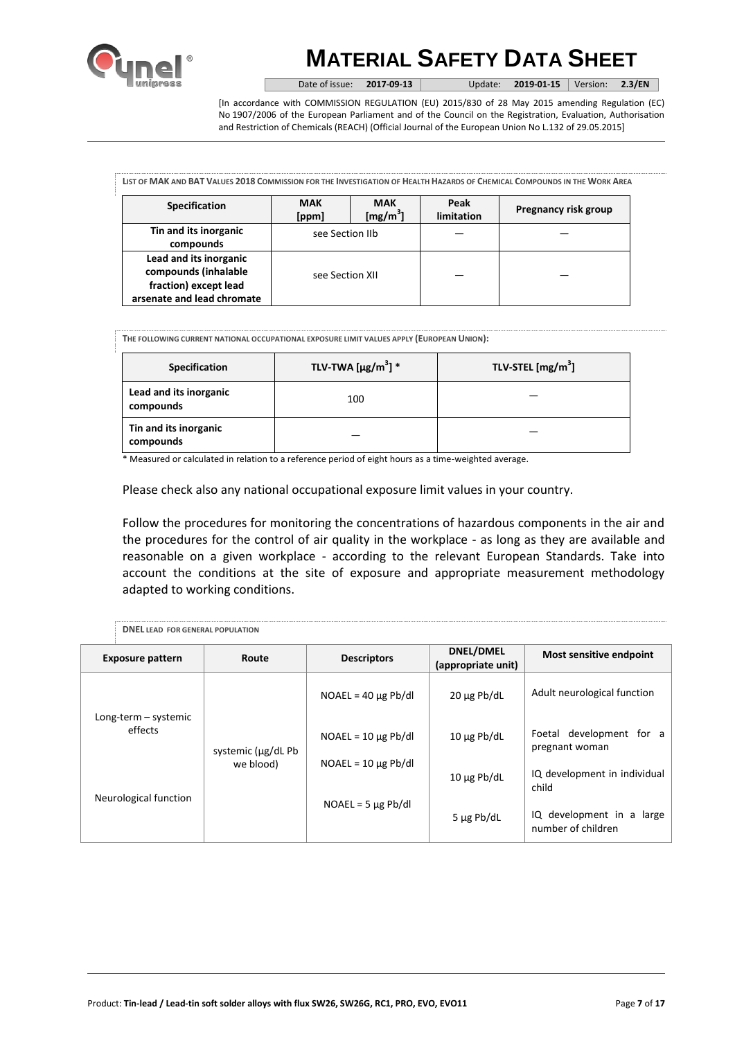LIST OF MAK AND BAT VALUES 2018 COMMISSION FOR THE INVESTIGATION OF HEALTH HAZARDS OF CHEMICAL COMPOUNDS IN THE WORK AREA

| Specification | MAK [ppm] | MAK [mg/m$^3$] | Peak limitation | Pregnancy risk group |
|---|---|---|---|---|
| Tin and its inorganic compounds | see Section IIb | | — | — |
| Lead and its inorganic compounds (inhalable fraction) except lead arsenate and lead chromate | see Section XII | | — | — |

THE FOLLOWING CURRENT NATIONAL OCCUPATIONAL EXPOSURE LIMIT VALUES APPLY (EUROPEAN UNION):

| Specification | TLV-TWA [µg/m$^3$] * | TLV-STEL [mg/m$^3$] |
|---|---|---|
| Lead and its inorganic compounds | 100 | — |
| Tin and its inorganic compounds | — | — |

* Measured or calculated in relation to a reference period of eight hours as a time-weighted average.

Please check also any national occupational exposure limit values in your country.

Follow the procedures for monitoring the concentrations of hazardous components in the air and the procedures for the control of air quality in the workplace - as long as they are available and reasonable on a given workplace - according to the relevant European Standards. Take into account the conditions at the site of exposure and appropriate measurement methodology adapted to working conditions.

DNEL LEAD FOR GENERAL POPULATION

| Exposure pattern | Route | Descriptors | DNEL/DMEL (appropriate unit) | Most sensitive endpoint |
|---|---|---|---|---|
| Long-term – systemic effects | systemic (µg/dL Pb we blood) | NOAEL = 40 µg Pb/dl | 20 µg Pb/dL | Adult neurological function |
| | | NOAEL = 10 µg Pb/dl | 10 µg Pb/dL | Foetal development for a pregnant woman |
| | | NOAEL = 10 µg Pb/dl | 10 µg Pb/dL | IQ development in individual child |
| Neurological function | | NOAEL = 5 µg Pb/dl | 5 µg Pb/dL | IQ development in a large number of children |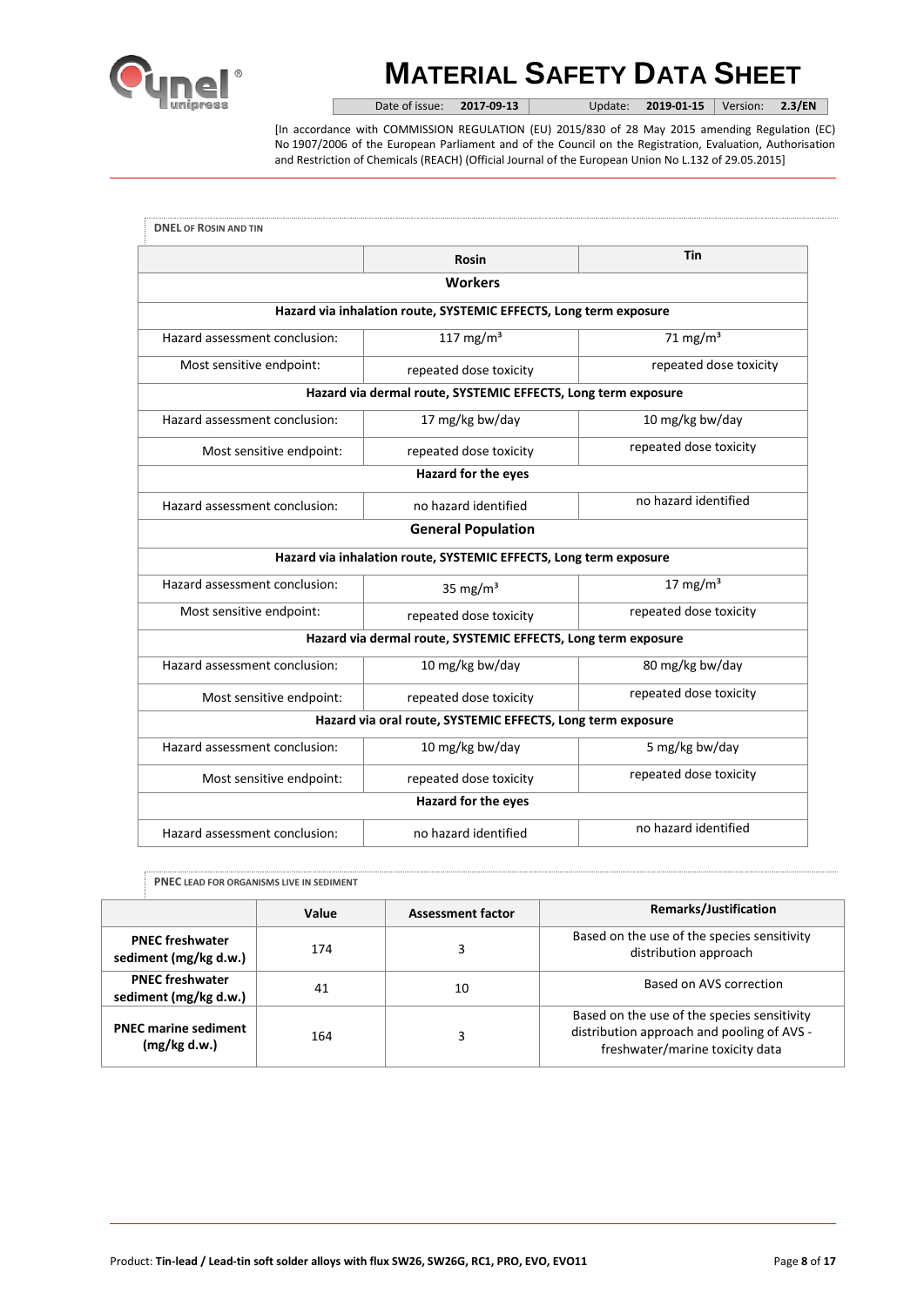**DNEL OF ROSIN AND TIN**

| | Rosin | Tin |
|---|---|---|
| **Workers** | | |
| **Hazard via inhalation route, SYSTEMIC EFFECTS, Long term exposure** | | |
| Hazard assessment conclusion: | 117 mg/m³ | 71 mg/m³ |
| Most sensitive endpoint: | repeated dose toxicity | repeated dose toxicity |
| **Hazard via dermal route, SYSTEMIC EFFECTS, Long term exposure** | | |
| Hazard assessment conclusion: | 17 mg/kg bw/day | 10 mg/kg bw/day |
| Most sensitive endpoint: | repeated dose toxicity | repeated dose toxicity |
| **Hazard for the eyes** | | |
| Hazard assessment conclusion: | no hazard identified | no hazard identified |
| **General Population** | | |
| **Hazard via inhalation route, SYSTEMIC EFFECTS, Long term exposure** | | |
| Hazard assessment conclusion: | 35 mg/m³ | 17 mg/m³ |
| Most sensitive endpoint: | repeated dose toxicity | repeated dose toxicity |
| **Hazard via dermal route, SYSTEMIC EFFECTS, Long term exposure** | | |
| Hazard assessment conclusion: | 10 mg/kg bw/day | 80 mg/kg bw/day |
| Most sensitive endpoint: | repeated dose toxicity | repeated dose toxicity |
| **Hazard via oral route, SYSTEMIC EFFECTS, Long term exposure** | | |
| Hazard assessment conclusion: | 10 mg/kg bw/day | 5 mg/kg bw/day |
| Most sensitive endpoint: | repeated dose toxicity | repeated dose toxicity |
| **Hazard for the eyes** | | |
| Hazard assessment conclusion: | no hazard identified | no hazard identified |

**PNEC LEAD FOR ORGANISMS LIVE IN SEDIMENT**

| | Value | Assessment factor | Remarks/Justification |
|---|---|---|---|
| **PNEC freshwater sediment (mg/kg d.w.)** | 174 | 3 | Based on the use of the species sensitivity distribution approach |
| **PNEC freshwater sediment (mg/kg d.w.)** | 41 | 10 | Based on AVS correction |
| **PNEC marine sediment (mg/kg d.w.)** | 164 | 3 | Based on the use of the species sensitivity distribution approach and pooling of AVS - freshwater/marine toxicity data |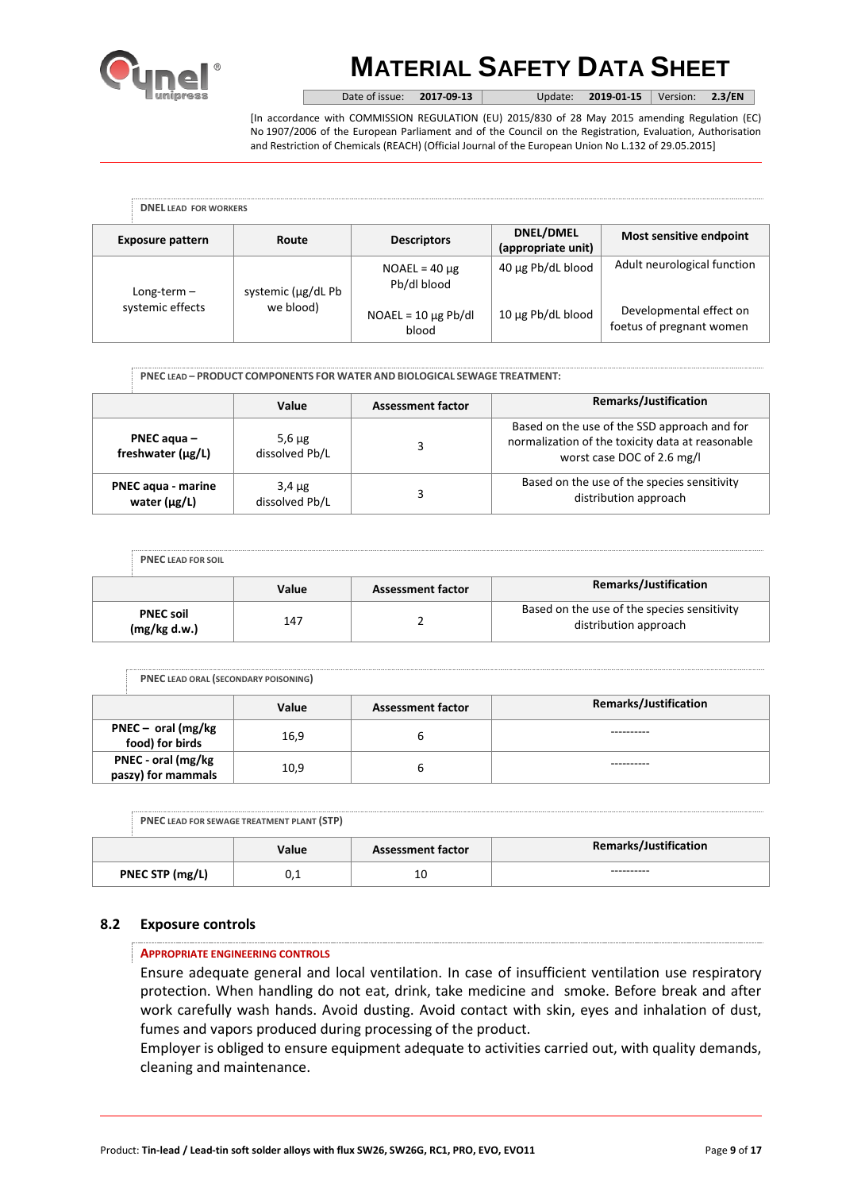**DNEL LEAD FOR WORKERS**

| Exposure pattern | Route | Descriptors | DNEL/DMEL (appropriate unit) | Most sensitive endpoint |
|---|---|---|---|---|
| Long-term – systemic effects | systemic (µg/dL Pb we blood) | NOAEL = 40 µg Pb/dl blood | 40 µg Pb/dL blood | Adult neurological function |
| | | NOAEL = 10 µg Pb/dl blood | 10 µg Pb/dL blood | Developmental effect on foetus of pregnant women |

**PNEC LEAD – PRODUCT COMPONENTS FOR WATER AND BIOLOGICAL SEWAGE TREATMENT:**

| | Value | Assessment factor | Remarks/Justification |
|---|---|---|---|
| **PNEC aqua – freshwater (µg/L)** | 5,6 µg dissolved Pb/L | 3 | Based on the use of the SSD approach and for normalization of the toxicity data at reasonable worst case DOC of 2.6 mg/l |
| **PNEC aqua - marine water (µg/L)** | 3,4 µg dissolved Pb/L | 3 | Based on the use of the species sensitivity distribution approach |

**PNEC LEAD FOR SOIL**

| | Value | Assessment factor | Remarks/Justification |
|---|---|---|---|
| **PNEC soil (mg/kg d.w.)** | 147 | 2 | Based on the use of the species sensitivity distribution approach |

**PNEC LEAD ORAL (SECONDARY POISONING)**

| | Value | Assessment factor | Remarks/Justification |
|---|---|---|---|
| **PNEC – oral (mg/kg food) for birds** | 16,9 | 6 | ---------- |
| **PNEC - oral (mg/kg paszy) for mammals** | 10,9 | 6 | ---------- |

**PNEC LEAD FOR SEWAGE TREATMENT PLANT (STP)**

| | Value | Assessment factor | Remarks/Justification |
|---|---|---|---|
| **PNEC STP (mg/L)** | 0,1 | 10 | ---------- |

## 8.2 Exposure controls

**APPROPRIATE ENGINEERING CONTROLS**

Ensure adequate general and local ventilation. In case of insufficient ventilation use respiratory protection. When handling do not eat, drink, take medicine and smoke. Before break and after work carefully wash hands. Avoid dusting. Avoid contact with skin, eyes and inhalation of dust, fumes and vapors produced during processing of the product.

Employer is obliged to ensure equipment adequate to activities carried out, with quality demands, cleaning and maintenance.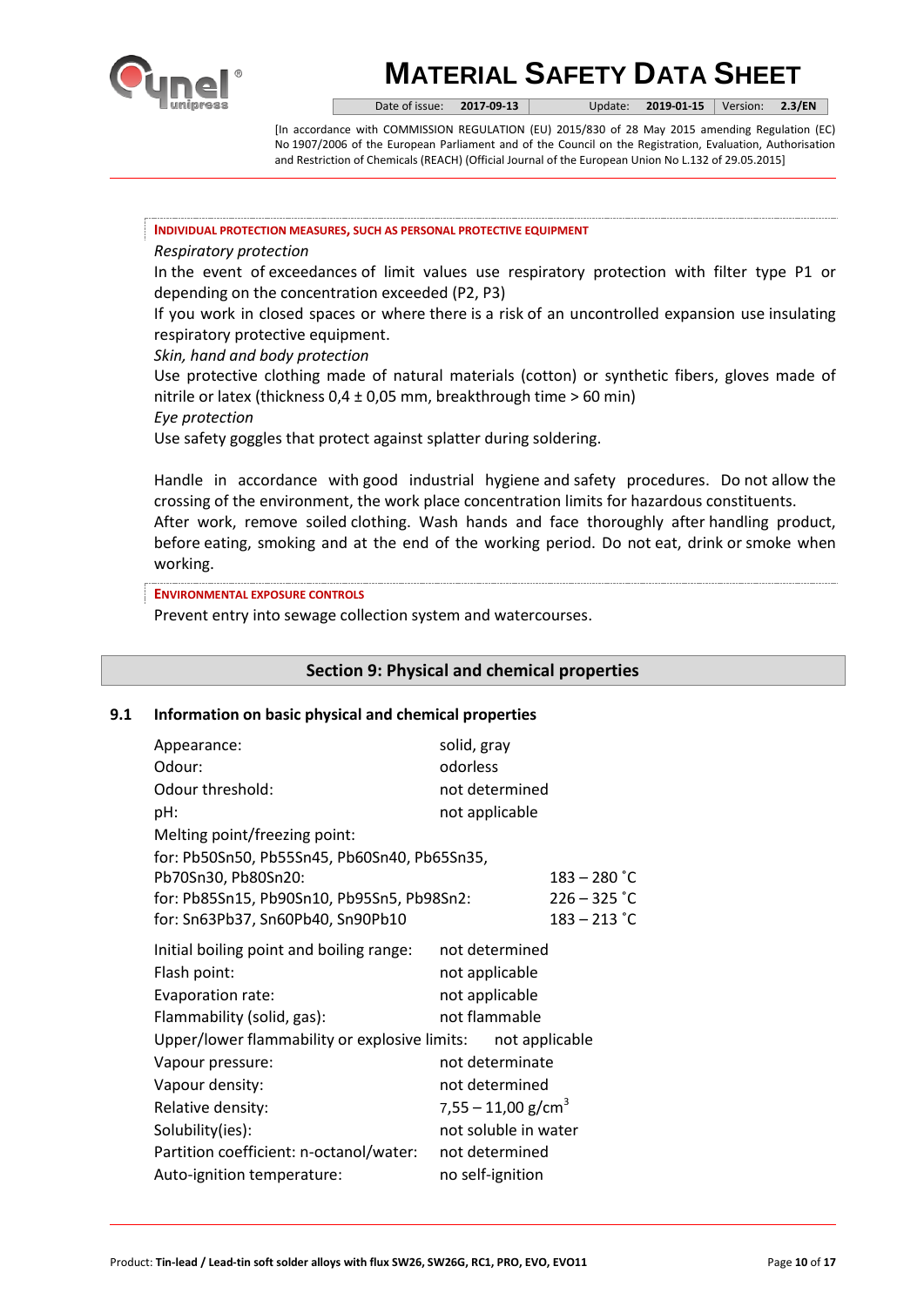#### INDIVIDUAL PROTECTION MEASURES, SUCH AS PERSONAL PROTECTIVE EQUIPMENT

*Respiratory protection*

In the event of exceedances of limit values use respiratory protection with filter type P1 or depending on the concentration exceeded (P2, P3)

If you work in closed spaces or where there is a risk of an uncontrolled expansion use insulating respiratory protective equipment.

*Skin, hand and body protection*

Use protective clothing made of natural materials (cotton) or synthetic fibers, gloves made of nitrile or latex (thickness 0,4 ± 0,05 mm, breakthrough time > 60 min)

*Eye protection*

Use safety goggles that protect against splatter during soldering.

Handle in accordance with good industrial hygiene and safety procedures. Do not allow the crossing of the environment, the work place concentration limits for hazardous constituents.

After work, remove soiled clothing. Wash hands and face thoroughly after handling product, before eating, smoking and at the end of the working period. Do not eat, drink or smoke when working.

#### ENVIRONMENTAL EXPOSURE CONTROLS

Prevent entry into sewage collection system and watercourses.

## Section 9: Physical and chemical properties

### 9.1 Information on basic physical and chemical properties

Appearance: solid, gray

Odour: odorless

Odour threshold: not determined

pH: not applicable

Melting point/freezing point:

for: Pb50Sn50, Pb55Sn45, Pb60Sn40, Pb65Sn35, Pb70Sn30, Pb80Sn20: 183 – 280 ˚C

for: Pb85Sn15, Pb90Sn10, Pb95Sn5, Pb98Sn2: 226 – 325 ˚C

for: Sn63Pb37, Sn60Pb40, Sn90Pb10: 183 – 213 ˚C

Initial boiling point and boiling range: not determined

Flash point: not applicable

Evaporation rate: not applicable

Flammability (solid, gas): not flammable

Upper/lower flammability or explosive limits: not applicable

Vapour pressure: not determinate

Vapour density: not determined

Relative density: 7,55 – 11,00 g/cm$^3$

Solubility(ies): not soluble in water

Partition coefficient: n-octanol/water: not determined

Auto-ignition temperature: no self-ignition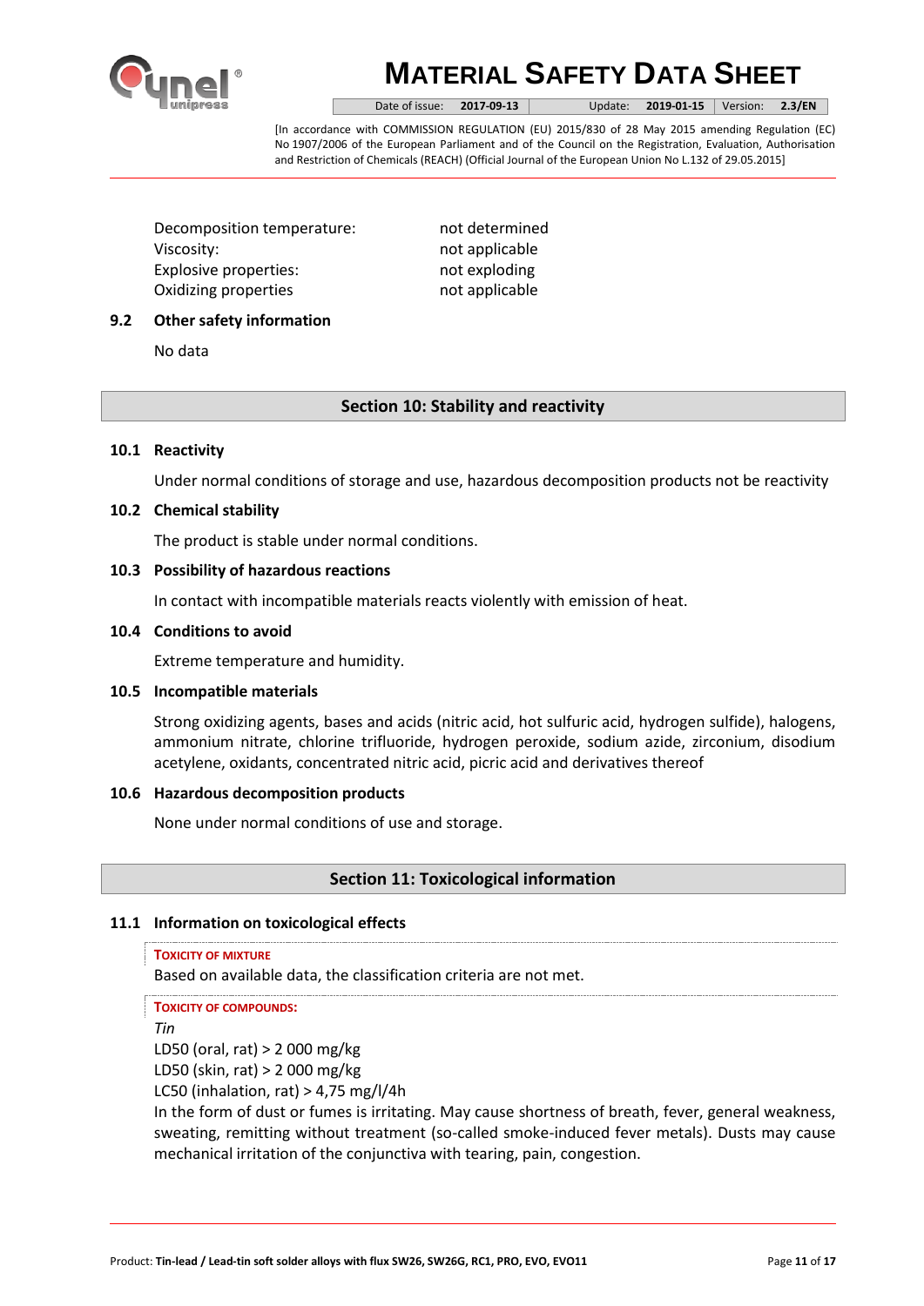| | |
|---|---|
| Decomposition temperature: | not determined |
| Viscosity: | not applicable |
| Explosive properties: | not exploding |
| Oxidizing properties | not applicable |

### 9.2 Other safety information

No data

## Section 10: Stability and reactivity

### 10.1 Reactivity

Under normal conditions of storage and use, hazardous decomposition products not be reactivity

### 10.2 Chemical stability

The product is stable under normal conditions.

### 10.3 Possibility of hazardous reactions

In contact with incompatible materials reacts violently with emission of heat.

### 10.4 Conditions to avoid

Extreme temperature and humidity.

### 10.5 Incompatible materials

Strong oxidizing agents, bases and acids (nitric acid, hot sulfuric acid, hydrogen sulfide), halogens, ammonium nitrate, chlorine trifluoride, hydrogen peroxide, sodium azide, zirconium, disodium acetylene, oxidants, concentrated nitric acid, picric acid and derivatives thereof

### 10.6 Hazardous decomposition products

None under normal conditions of use and storage.

## Section 11: Toxicological information

### 11.1 Information on toxicological effects

**TOXICITY OF MIXTURE**

Based on available data, the classification criteria are not met.

**TOXICITY OF COMPOUNDS:**

*Tin*

LD50 (oral, rat) > 2 000 mg/kg

LD50 (skin, rat) > 2 000 mg/kg

LC50 (inhalation, rat) > 4,75 mg/l/4h

In the form of dust or fumes is irritating. May cause shortness of breath, fever, general weakness, sweating, remitting without treatment (so-called smoke-induced fever metals). Dusts may cause mechanical irritation of the conjunctiva with tearing, pain, congestion.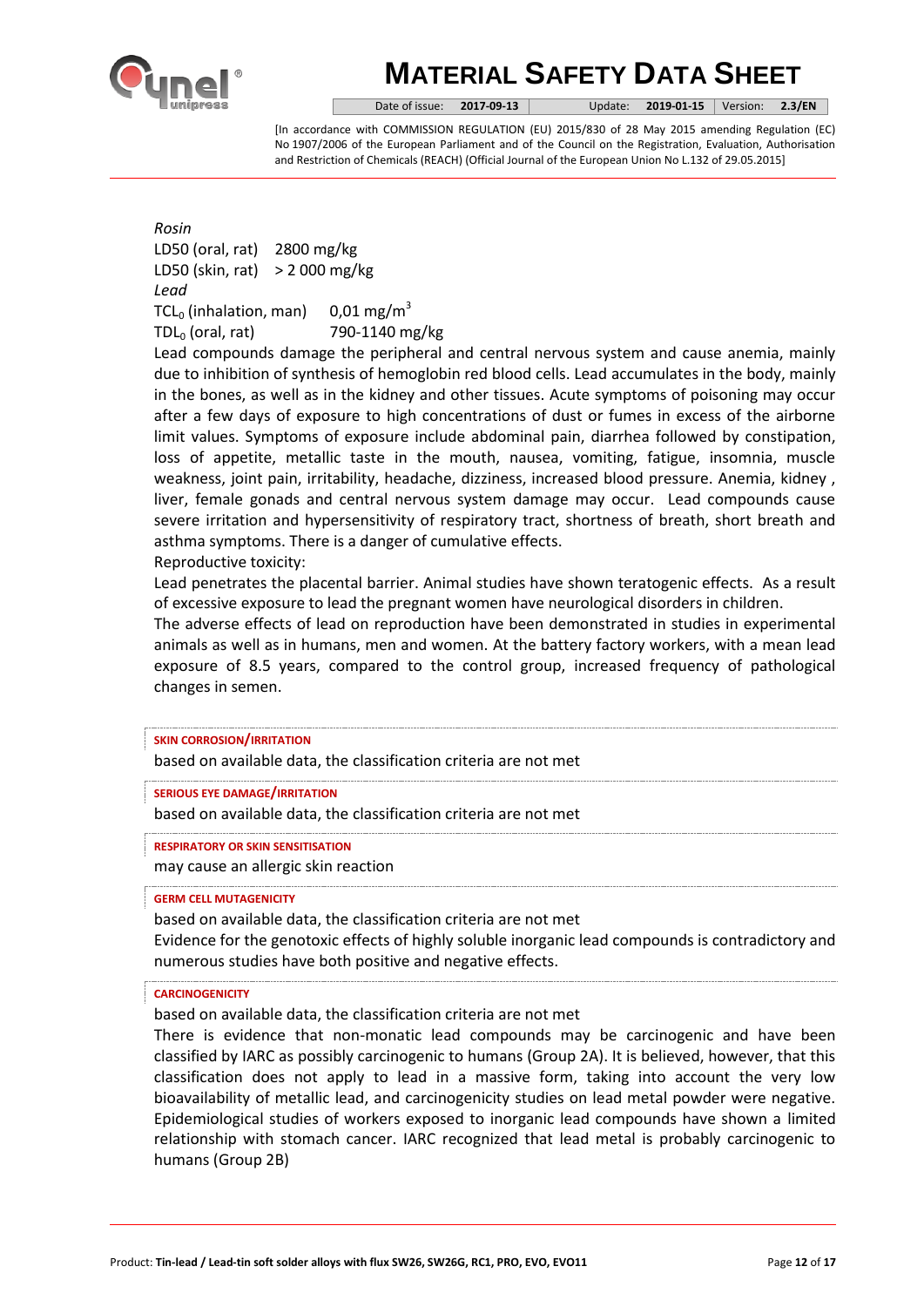*Rosin*

LD50 (oral, rat) 2800 mg/kg

LD50 (skin, rat) > 2 000 mg/kg

*Lead*

$TCL_0$ (inhalation, man) 0,01 $mg/m^3$

$TDL_0$ (oral, rat) 790-1140 mg/kg

Lead compounds damage the peripheral and central nervous system and cause anemia, mainly due to inhibition of synthesis of hemoglobin red blood cells. Lead accumulates in the body, mainly in the bones, as well as in the kidney and other tissues. Acute symptoms of poisoning may occur after a few days of exposure to high concentrations of dust or fumes in excess of the airborne limit values. Symptoms of exposure include abdominal pain, diarrhea followed by constipation, loss of appetite, metallic taste in the mouth, nausea, vomiting, fatigue, insomnia, muscle weakness, joint pain, irritability, headache, dizziness, increased blood pressure. Anemia, kidney , liver, female gonads and central nervous system damage may occur. Lead compounds cause severe irritation and hypersensitivity of respiratory tract, shortness of breath, short breath and asthma symptoms. There is a danger of cumulative effects.

Reproductive toxicity:

Lead penetrates the placental barrier. Animal studies have shown teratogenic effects. As a result of excessive exposure to lead the pregnant women have neurological disorders in children.

The adverse effects of lead on reproduction have been demonstrated in studies in experimental animals as well as in humans, men and women. At the battery factory workers, with a mean lead exposure of 8.5 years, compared to the control group, increased frequency of pathological changes in semen.

**SKIN CORROSION/IRRITATION**

based on available data, the classification criteria are not met

**SERIOUS EYE DAMAGE/IRRITATION**

based on available data, the classification criteria are not met

**RESPIRATORY OR SKIN SENSITISATION**

may cause an allergic skin reaction

**GERM CELL MUTAGENICITY**

based on available data, the classification criteria are not met

Evidence for the genotoxic effects of highly soluble inorganic lead compounds is contradictory and numerous studies have both positive and negative effects.

**CARCINOGENICITY**

based on available data, the classification criteria are not met

There is evidence that non-monatic lead compounds may be carcinogenic and have been classified by IARC as possibly carcinogenic to humans (Group 2A). It is believed, however, that this classification does not apply to lead in a massive form, taking into account the very low bioavailability of metallic lead, and carcinogenicity studies on lead metal powder were negative. Epidemiological studies of workers exposed to inorganic lead compounds have shown a limited relationship with stomach cancer. IARC recognized that lead metal is probably carcinogenic to humans (Group 2B)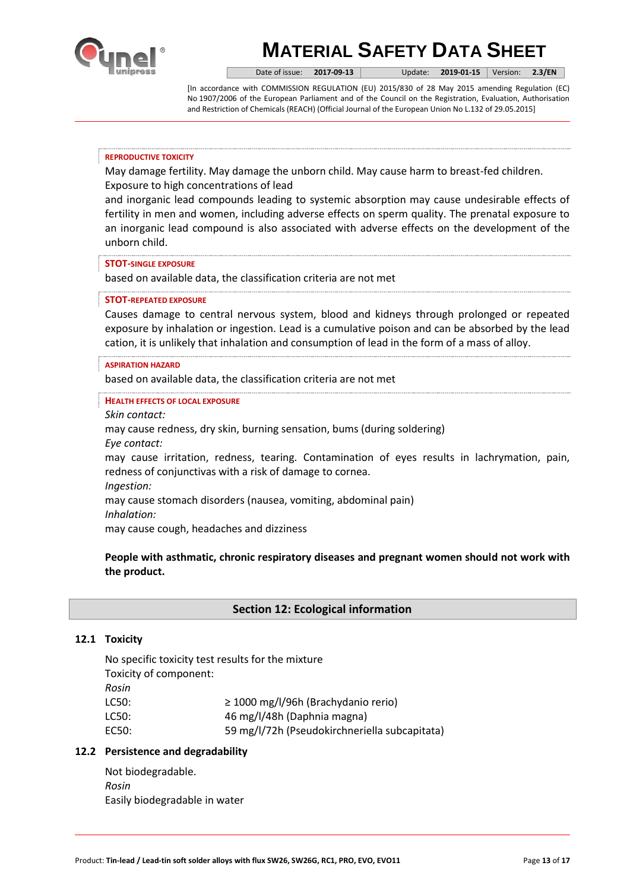**REPRODUCTIVE TOXICITY**

May damage fertility. May damage the unborn child. May cause harm to breast-fed children. Exposure to high concentrations of lead

and inorganic lead compounds leading to systemic absorption may cause undesirable effects of fertility in men and women, including adverse effects on sperm quality. The prenatal exposure to an inorganic lead compound is also associated with adverse effects on the development of the unborn child.

**STOT-SINGLE EXPOSURE**

based on available data, the classification criteria are not met

**STOT-REPEATED EXPOSURE**

Causes damage to central nervous system, blood and kidneys through prolonged or repeated exposure by inhalation or ingestion. Lead is a cumulative poison and can be absorbed by the lead cation, it is unlikely that inhalation and consumption of lead in the form of a mass of alloy.

**ASPIRATION HAZARD**

based on available data, the classification criteria are not met

**HEALTH EFFECTS OF LOCAL EXPOSURE**

*Skin contact:*

may cause redness, dry skin, burning sensation, bums (during soldering)

*Eye contact:*

may cause irritation, redness, tearing. Contamination of eyes results in lachrymation, pain, redness of conjunctivas with a risk of damage to cornea.

*Ingestion:*

may cause stomach disorders (nausea, vomiting, abdominal pain)

*Inhalation:*

may cause cough, headaches and dizziness

**People with asthmatic, chronic respiratory diseases and pregnant women should not work with the product.**

## Section 12: Ecological information

### 12.1 Toxicity

No specific toxicity test results for the mixture

Toxicity of component:

*Rosin*

| | |
|---|---|
| LC50: | ≥ 1000 mg/l/96h (Brachydanio rerio) |
| LC50: | 46 mg/l/48h (Daphnia magna) |
| EC50: | 59 mg/l/72h (Pseudokirchneriella subcapitata) |

### 12.2 Persistence and degradability

Not biodegradable.

*Rosin*

Easily biodegradable in water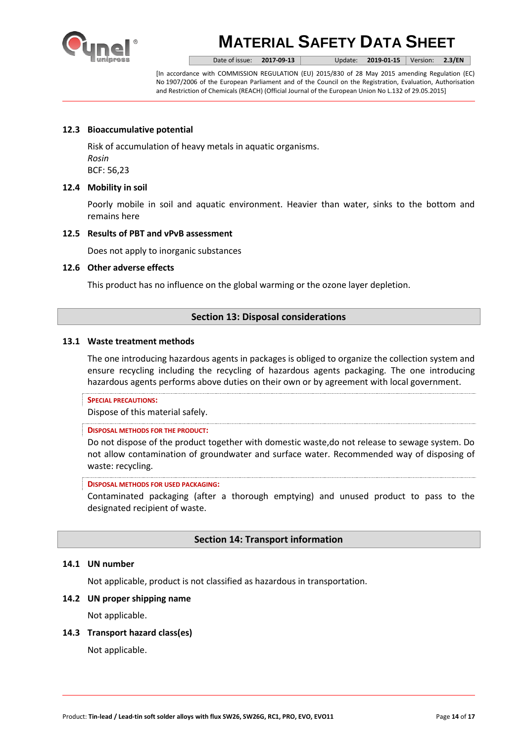### 12.3 Bioaccumulative potential

Risk of accumulation of heavy metals in aquatic organisms.
*Rosin*
BCF: 56,23

### 12.4 Mobility in soil

Poorly mobile in soil and aquatic environment. Heavier than water, sinks to the bottom and remains here

### 12.5 Results of PBT and vPvB assessment

Does not apply to inorganic substances

### 12.6 Other adverse effects

This product has no influence on the global warming or the ozone layer depletion.

## Section 13: Disposal considerations

### 13.1 Waste treatment methods

The one introducing hazardous agents in packages is obliged to organize the collection system and ensure recycling including the recycling of hazardous agents packaging. The one introducing hazardous agents performs above duties on their own or by agreement with local government.

**SPECIAL PRECAUTIONS:**

Dispose of this material safely.

**DISPOSAL METHODS FOR THE PRODUCT:**

Do not dispose of the product together with domestic waste,do not release to sewage system. Do not allow contamination of groundwater and surface water. Recommended way of disposing of waste: recycling.

**DISPOSAL METHODS FOR USED PACKAGING:**

Contaminated packaging (after a thorough emptying) and unused product to pass to the designated recipient of waste.

## Section 14: Transport information

### 14.1 UN number

Not applicable, product is not classified as hazardous in transportation.

### 14.2 UN proper shipping name

Not applicable.

### 14.3 Transport hazard class(es)

Not applicable.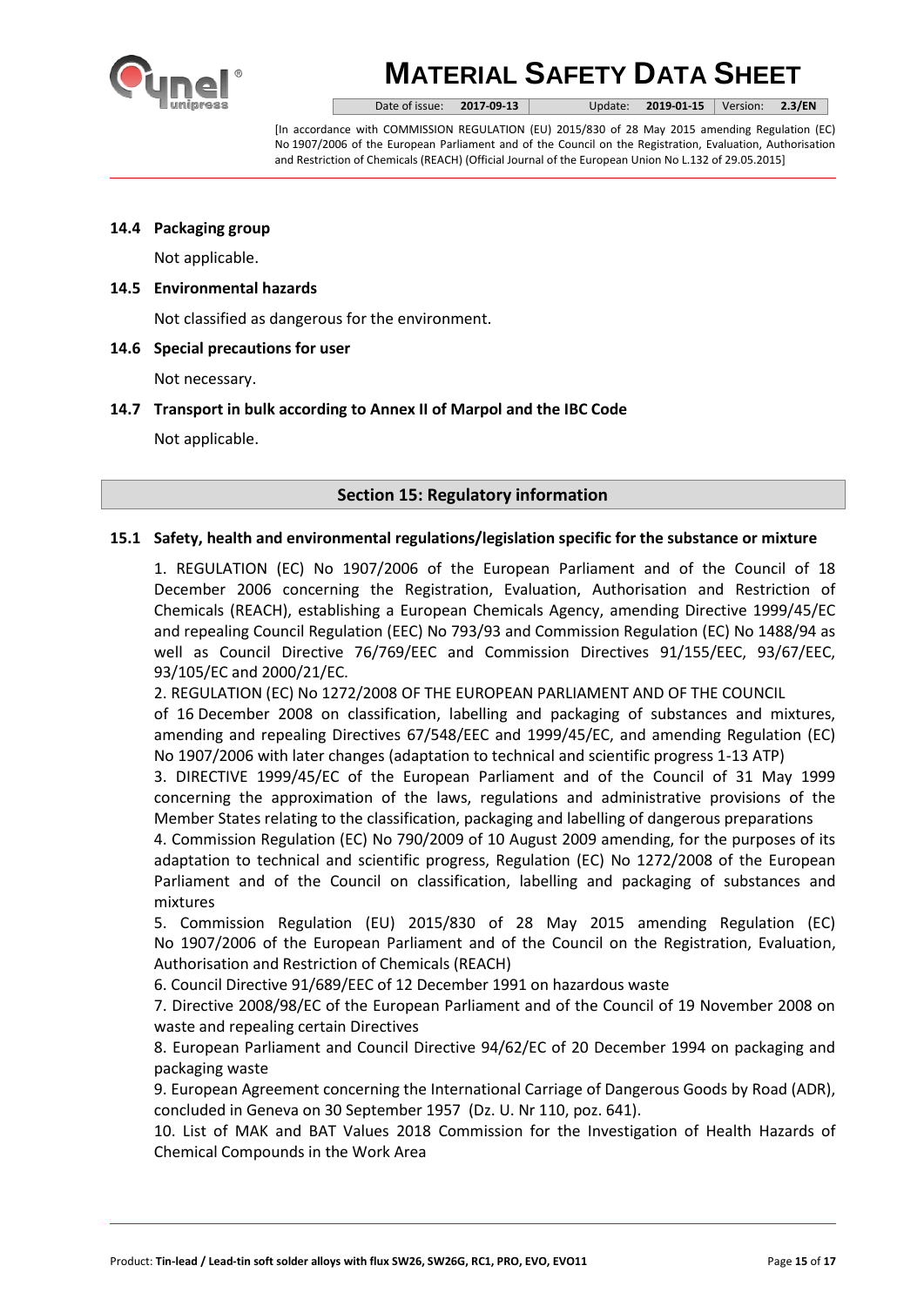### 14.4 Packaging group

Not applicable.

### 14.5 Environmental hazards

Not classified as dangerous for the environment.

### 14.6 Special precautions for user

Not necessary.

### 14.7 Transport in bulk according to Annex II of Marpol and the IBC Code

Not applicable.

## Section 15: Regulatory information

### 15.1 Safety, health and environmental regulations/legislation specific for the substance or mixture

1. REGULATION (EC) No 1907/2006 of the European Parliament and of the Council of 18 December 2006 concerning the Registration, Evaluation, Authorisation and Restriction of Chemicals (REACH), establishing a European Chemicals Agency, amending Directive 1999/45/EC and repealing Council Regulation (EEC) No 793/93 and Commission Regulation (EC) No 1488/94 as well as Council Directive 76/769/EEC and Commission Directives 91/155/EEC, 93/67/EEC, 93/105/EC and 2000/21/EC.
2. REGULATION (EC) No 1272/2008 OF THE EUROPEAN PARLIAMENT AND OF THE COUNCIL of 16 December 2008 on classification, labelling and packaging of substances and mixtures, amending and repealing Directives 67/548/EEC and 1999/45/EC, and amending Regulation (EC) No 1907/2006 with later changes (adaptation to technical and scientific progress 1-13 ATP)
3. DIRECTIVE 1999/45/EC of the European Parliament and of the Council of 31 May 1999 concerning the approximation of the laws, regulations and administrative provisions of the Member States relating to the classification, packaging and labelling of dangerous preparations
4. Commission Regulation (EC) No 790/2009 of 10 August 2009 amending, for the purposes of its adaptation to technical and scientific progress, Regulation (EC) No 1272/2008 of the European Parliament and of the Council on classification, labelling and packaging of substances and mixtures
5. Commission Regulation (EU) 2015/830 of 28 May 2015 amending Regulation (EC) No 1907/2006 of the European Parliament and of the Council on the Registration, Evaluation, Authorisation and Restriction of Chemicals (REACH)
6. Council Directive 91/689/EEC of 12 December 1991 on hazardous waste
7. Directive 2008/98/EC of the European Parliament and of the Council of 19 November 2008 on waste and repealing certain Directives
8. European Parliament and Council Directive 94/62/EC of 20 December 1994 on packaging and packaging waste
9. European Agreement concerning the International Carriage of Dangerous Goods by Road (ADR), concluded in Geneva on 30 September 1957 (Dz. U. Nr 110, poz. 641).
10. List of MAK and BAT Values 2018 Commission for the Investigation of Health Hazards of Chemical Compounds in the Work Area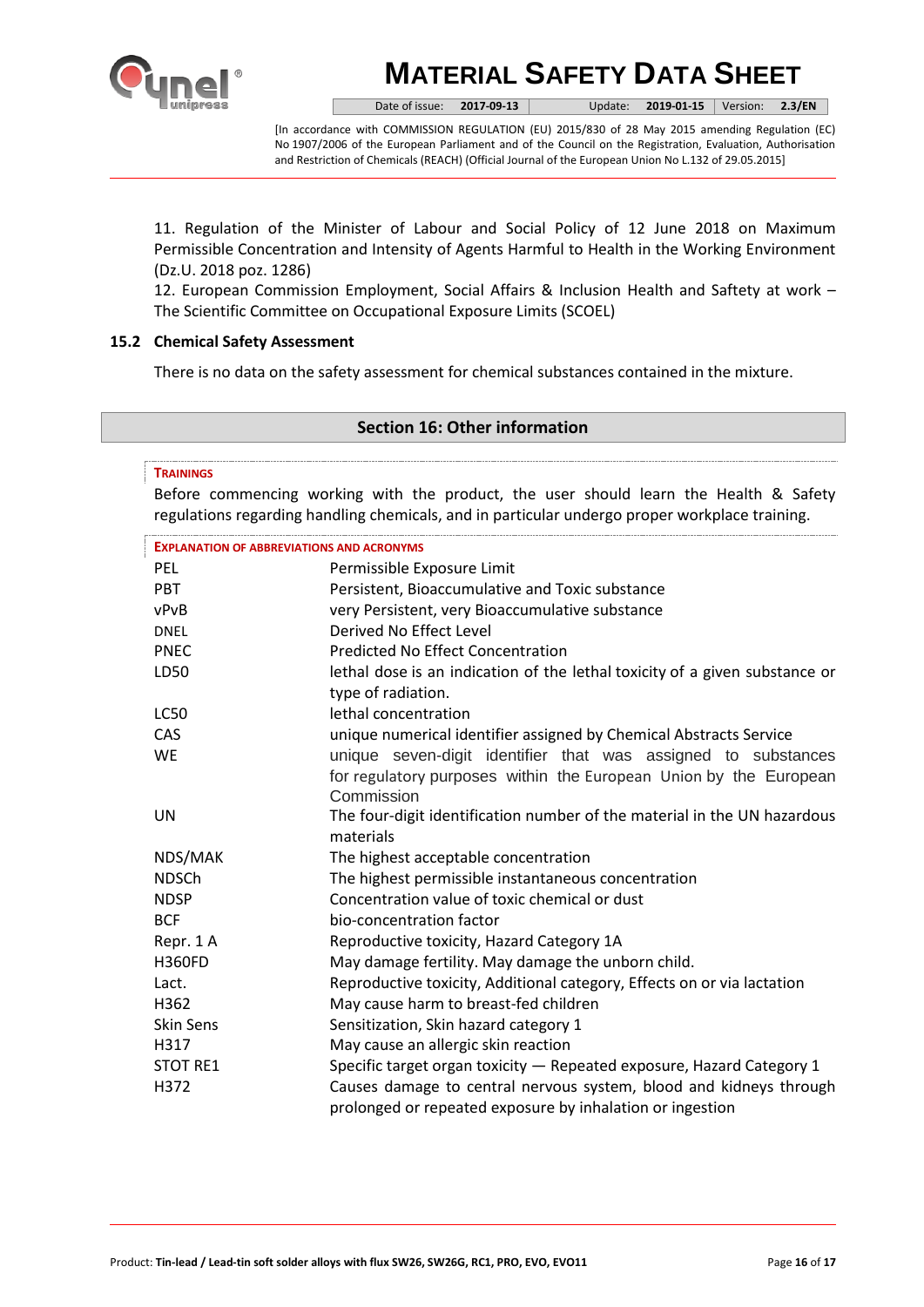11. Regulation of the Minister of Labour and Social Policy of 12 June 2018 on Maximum Permissible Concentration and Intensity of Agents Harmful to Health in the Working Environment (Dz.U. 2018 poz. 1286)
12. European Commission Employment, Social Affairs & Inclusion Health and Saftety at work – The Scientific Committee on Occupational Exposure Limits (SCOEL)

### 15.2 Chemical Safety Assessment

There is no data on the safety assessment for chemical substances contained in the mixture.

## Section 16: Other information

**TRAININGS**

Before commencing working with the product, the user should learn the Health & Safety regulations regarding handling chemicals, and in particular undergo proper workplace training.

**EXPLANATION OF ABBREVIATIONS AND ACRONYMS**

| | |
|---|---|
| PEL | Permissible Exposure Limit |
| PBT | Persistent, Bioaccumulative and Toxic substance |
| vPvB | very Persistent, very Bioaccumulative substance |
| DNEL | Derived No Effect Level |
| PNEC | Predicted No Effect Concentration |
| LD50 | lethal dose is an indication of the lethal toxicity of a given substance or type of radiation. |
| LC50 | lethal concentration |
| CAS | unique numerical identifier assigned by Chemical Abstracts Service |
| WE | unique seven-digit identifier that was assigned to substances for regulatory purposes within the European Union by the European Commission |
| UN | The four-digit identification number of the material in the UN hazardous materials |
| NDS/MAK | The highest acceptable concentration |
| NDSCh | The highest permissible instantaneous concentration |
| NDSP | Concentration value of toxic chemical or dust |
| BCF | bio-concentration factor |
| Repr. 1 A | Reproductive toxicity, Hazard Category 1A |
| H360FD | May damage fertility. May damage the unborn child. |
| Lact. | Reproductive toxicity, Additional category, Effects on or via lactation |
| H362 | May cause harm to breast-fed children |
| Skin Sens | Sensitization, Skin hazard category 1 |
| H317 | May cause an allergic skin reaction |
| STOT RE1 | Specific target organ toxicity — Repeated exposure, Hazard Category 1 |
| H372 | Causes damage to central nervous system, blood and kidneys through prolonged or repeated exposure by inhalation or ingestion |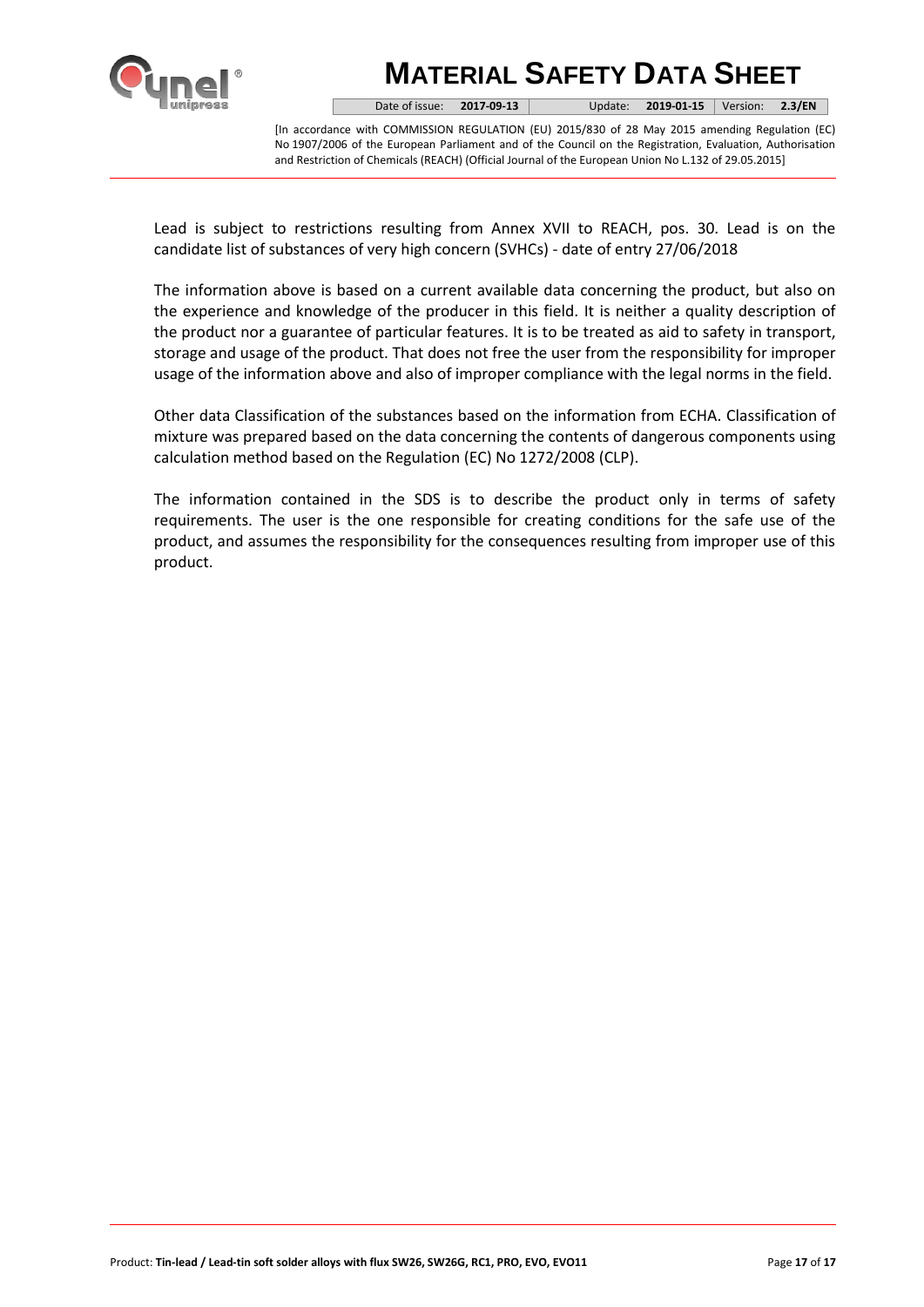Lead is subject to restrictions resulting from Annex XVII to REACH, pos. 30. Lead is on the candidate list of substances of very high concern (SVHCs) - date of entry 27/06/2018

The information above is based on a current available data concerning the product, but also on the experience and knowledge of the producer in this field. It is neither a quality description of the product nor a guarantee of particular features. It is to be treated as aid to safety in transport, storage and usage of the product. That does not free the user from the responsibility for improper usage of the information above and also of improper compliance with the legal norms in the field.

Other data Classification of the substances based on the information from ECHA. Classification of mixture was prepared based on the data concerning the contents of dangerous components using calculation method based on the Regulation (EC) No 1272/2008 (CLP).

The information contained in the SDS is to describe the product only in terms of safety requirements. The user is the one responsible for creating conditions for the safe use of the product, and assumes the responsibility for the consequences resulting from improper use of this product.